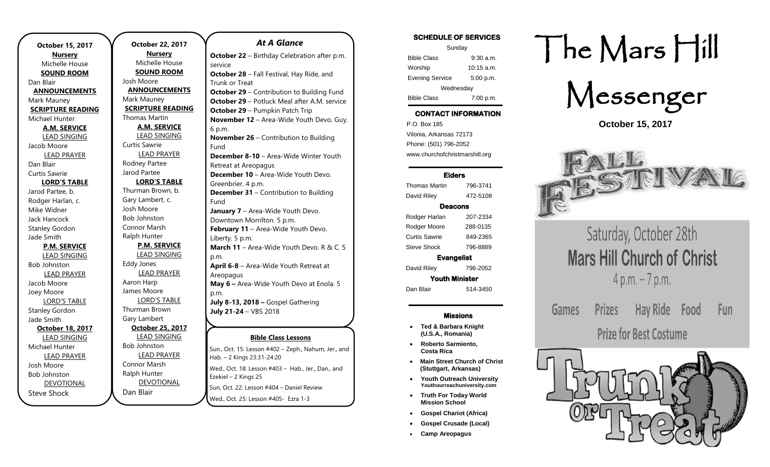**October 15, 2017**

**Nursery**
Michelle House

**SOUND ROOM**
Dan Blair

**ANNOUNCEMENTS**
Mark Mauney

**SCRIPTURE READING**
Michael Hunter

**A.M. SERVICE**

LEAD SINGING
Jacob Moore

LEAD PRAYER
Dan Blair
Curtis Sawrie

**LORD'S TABLE**
Jarod Partee, b.
Rodger Harlan, c.
Mike Widner
Jack Hancock
Stanley Gordon
Jade Smith

**P.M. SERVICE**

LEAD SINGING
Bob Johnston

LEAD PRAYER
Jacob Moore
Joey Moore

LORD'S TABLE
Stanley Gordon
Jade Smith

**October 18, 2017**

LEAD SINGING
Michael Hunter

LEAD PRAYER
Josh Moore
Bob Johnston

DEVOTIONAL
Steve Shock

**October 22, 2017**

**Nursery**
Michelle House

**SOUND ROOM**
Josh Moore

**ANNOUNCEMENTS**
Mark Mauney

**SCRIPTURE READING**
Thomas Martin

**A.M. SERVICE**

LEAD SINGING
Curtis Sawrie

LEAD PRAYER
Rodney Partee
Jarod Partee

**LORD'S TABLE**
Thurman Brown, b.
Gary Lambert, c.
Josh Moore
Bob Johnston
Connor Marsh
Ralph Hunter

**P.M. SERVICE**

LEAD SINGING
Eddy Jones

LEAD PRAYER
Aaron Harp
James Moore

LORD'S TABLE
Thurman Brown
Gary Lambert

**October 25, 2017**

LEAD SINGING
Bob Johnston

LEAD PRAYER
Connor Marsh
Ralph Hunter

DEVOTIONAL
Dan Blair

## *At A Glance*

**October 22** – Birthday Celebration after p.m. service
**October 28** – Fall Festival, Hay Ride, and Trunk or Treat
**October 29** – Contribution to Building Fund
**October 29** – Potluck Meal after A.M. service
**October 29** – Pumpkin Patch Trip
**November 12** – Area-Wide Youth Devo. Guy. 6 p.m.
**November 26** – Contribution to Building Fund
**December 8-10** – Area-Wide Winter Youth Retreat at Areopagus
**December 10** – Area-Wide Youth Devo. Greenbrier. 4 p.m.
**December 31** – Contribution to Building Fund
**January 7** – Area-Wide Youth Devo. Downtown Morrilton. 5 p.m.
**February 11** – Area-Wide Youth Devo. Liberty. 5 p.m.
**March 11** – Area-Wide Youth Devo. R & C. 5 p.m.
**April 6-8** – Area-Wide Youth Retreat at Areopagus
**May 6 –** Area-Wide Youth Devo at Enola. 5 p.m.
**July 8-13, 2018 –** Gospel Gathering
**July 21-24** – VBS 2018

**Bible Class Lessons**

Sun., Oct. 15: Lesson #402 – Zeph., Nahum, Jer., and Hab. – 2 Kings 23:31-24:20

Wed., Oct. 18: Lesson #403 – Hab., Jer., Dan., and Ezekiel – 2 Kings 25

Sun, Oct. 22: Lesson #404 – Daniel Review

Wed., Oct. 25: Lesson #405- Ezra 1-3

**SCHEDULE OF SERVICES**

| Sunday | |
|---|---|
| Bible Class | 9:30 a.m. |
| Worship | 10:15 a.m. |
| Evening Service | 5:00 p.m. |
| Wednesday | |
| Bible Class | 7:00 p.m. |

**CONTACT INFORMATION**

P.O. Box 185
Vilonia, Arkansas 72173
Phone: (501) 796-2052
www.churchofchristmarshill.org

**Elders**

| | |
|---|---|
| Thomas Martin | 796-3741 |
| David Riley | 472-5108 |

**Deacons**

| | |
|---|---|
| Rodger Harlan | 207-2334 |
| Rodger Moore | 288-0135 |
| Curtis Sawrie | 849-2365 |
| Steve Shock | 796-8889 |

**Evangelist**

| | |
|---|---|
| David Riley | 796-2052 |

**Youth Minister**

| | |
|---|---|
| Dan Blair | 514-3450 |

**Missions**

- **Ted & Barbara Knight (U.S.A., Romania)**
- **Roberto Sarmiento, Costa Rica**
- **Main Street Church of Christ (Stuttgart, Arkansas)**
- **Youth Outreach University** Youthourreachuniversity.com
- **Truth For Today World Mission School**
- **Gospel Chariot (Africa)**
- **Gospel Crusade (Local)**
- **Camp Areopagus**

# The Mars Hill Messenger

**October 15, 2017**

FALL FESTIVAL

Saturday, October 28th
**Mars Hill Church of Christ**
4 p.m. – 7 p.m.

Games Prizes Hay Ride Food Fun

Prize for Best Costume

Trunk or Treat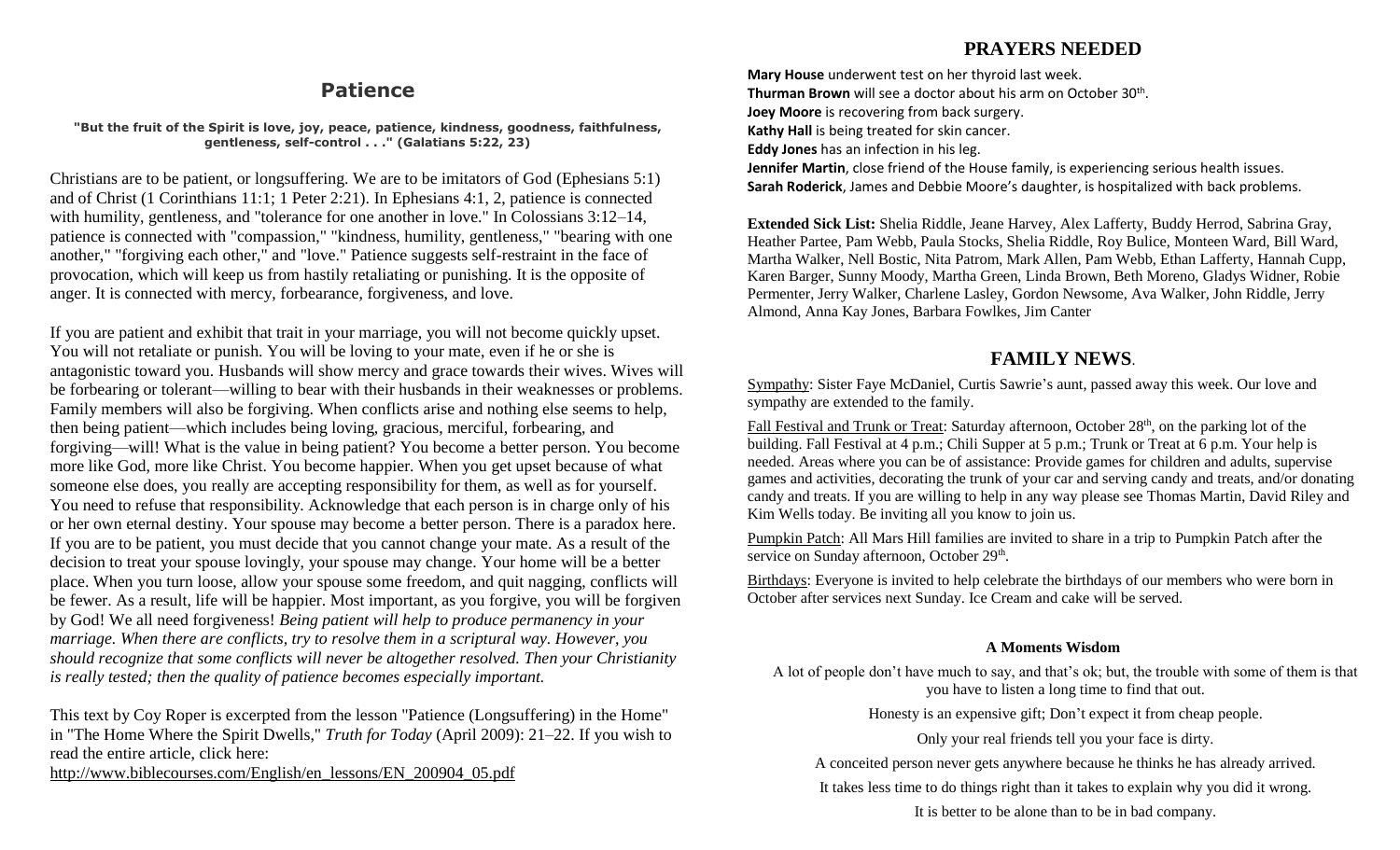## Patience

**"But the fruit of the Spirit is love, joy, peace, patience, kindness, goodness, faithfulness, gentleness, self-control . . ." (Galatians 5:22, 23)**

Christians are to be patient, or longsuffering. We are to be imitators of God (Ephesians 5:1) and of Christ (1 Corinthians 11:1; 1 Peter 2:21). In Ephesians 4:1, 2, patience is connected with humility, gentleness, and "tolerance for one another in love." In Colossians 3:12–14, patience is connected with "compassion," "kindness, humility, gentleness," "bearing with one another," "forgiving each other," and "love." Patience suggests self-restraint in the face of provocation, which will keep us from hastily retaliating or punishing. It is the opposite of anger. It is connected with mercy, forbearance, forgiveness, and love.

If you are patient and exhibit that trait in your marriage, you will not become quickly upset. You will not retaliate or punish. You will be loving to your mate, even if he or she is antagonistic toward you. Husbands will show mercy and grace towards their wives. Wives will be forbearing or tolerant—willing to bear with their husbands in their weaknesses or problems. Family members will also be forgiving. When conflicts arise and nothing else seems to help, then being patient—which includes being loving, gracious, merciful, forbearing, and forgiving—will! What is the value in being patient? You become a better person. You become more like God, more like Christ. You become happier. When you get upset because of what someone else does, you really are accepting responsibility for them, as well as for yourself. You need to refuse that responsibility. Acknowledge that each person is in charge only of his or her own eternal destiny. Your spouse may become a better person. There is a paradox here. If you are to be patient, you must decide that you cannot change your mate. As a result of the decision to treat your spouse lovingly, your spouse may change. Your home will be a better place. When you turn loose, allow your spouse some freedom, and quit nagging, conflicts will be fewer. As a result, life will be happier. Most important, as you forgive, you will be forgiven by God! We all need forgiveness! *Being patient will help to produce permanency in your marriage. When there are conflicts, try to resolve them in a scriptural way. However, you should recognize that some conflicts will never be altogether resolved. Then your Christianity is really tested; then the quality of patience becomes especially important.*

This text by Coy Roper is excerpted from the lesson "Patience (Longsuffering) in the Home" in "The Home Where the Spirit Dwells," *Truth for Today* (April 2009): 21–22. If you wish to read the entire article, click here:
http://www.biblecourses.com/English/en_lessons/EN_200904_05.pdf

## PRAYERS NEEDED

**Mary House** underwent test on her thyroid last week.
**Thurman Brown** will see a doctor about his arm on October 30th.
**Joey Moore** is recovering from back surgery.
**Kathy Hall** is being treated for skin cancer.
**Eddy Jones** has an infection in his leg.
**Jennifer Martin**, close friend of the House family, is experiencing serious health issues.
**Sarah Roderick**, James and Debbie Moore's daughter, is hospitalized with back problems.

**Extended Sick List:** Shelia Riddle, Jeane Harvey, Alex Lafferty, Buddy Herrod, Sabrina Gray, Heather Partee, Pam Webb, Paula Stocks, Shelia Riddle, Roy Bulice, Monteen Ward, Bill Ward, Martha Walker, Nell Bostic, Nita Patrom, Mark Allen, Pam Webb, Ethan Lafferty, Hannah Cupp, Karen Barger, Sunny Moody, Martha Green, Linda Brown, Beth Moreno, Gladys Widner, Robie Permenter, Jerry Walker, Charlene Lasley, Gordon Newsome, Ava Walker, John Riddle, Jerry Almond, Anna Kay Jones, Barbara Fowlkes, Jim Canter

## FAMILY NEWS.

Sympathy: Sister Faye McDaniel, Curtis Sawrie's aunt, passed away this week. Our love and sympathy are extended to the family.

Fall Festival and Trunk or Treat: Saturday afternoon, October 28th, on the parking lot of the building. Fall Festival at 4 p.m.; Chili Supper at 5 p.m.; Trunk or Treat at 6 p.m. Your help is needed. Areas where you can be of assistance: Provide games for children and adults, supervise games and activities, decorating the trunk of your car and serving candy and treats, and/or donating candy and treats. If you are willing to help in any way please see Thomas Martin, David Riley and Kim Wells today. Be inviting all you know to join us.

Pumpkin Patch: All Mars Hill families are invited to share in a trip to Pumpkin Patch after the service on Sunday afternoon, October 29th.

Birthdays: Everyone is invited to help celebrate the birthdays of our members who were born in October after services next Sunday. Ice Cream and cake will be served.

**A Moments Wisdom**

A lot of people don't have much to say, and that's ok; but, the trouble with some of them is that you have to listen a long time to find that out.

Honesty is an expensive gift; Don't expect it from cheap people.

Only your real friends tell you your face is dirty.

A conceited person never gets anywhere because he thinks he has already arrived.

It takes less time to do things right than it takes to explain why you did it wrong.

It is better to be alone than to be in bad company.